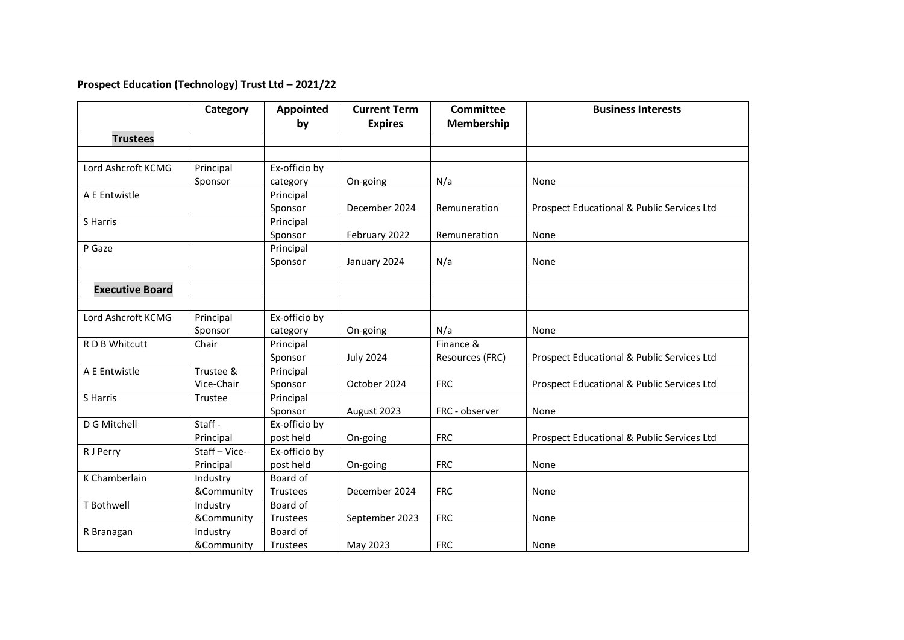**Prospect Education (Technology) Trust Ltd – 2021/22**

| | Category | Appointed by | Current Term Expires | Committee Membership | Business Interests |
|---|---|---|---|---|---|
| **Trustees** | | | | | |
| | | | | | |
| Lord Ashcroft KCMG | Principal Sponsor | Ex-officio by category | On-going | N/a | None |
| A E Entwistle | | Principal Sponsor | December 2024 | Remuneration | Prospect Educational & Public Services Ltd |
| S Harris | | Principal Sponsor | February 2022 | Remuneration | None |
| P Gaze | | Principal Sponsor | January 2024 | N/a | None |
| | | | | | |
| **Executive Board** | | | | | |
| | | | | | |
| Lord Ashcroft KCMG | Principal Sponsor | Ex-officio by category | On-going | N/a | None |
| R D B Whitcutt | Chair | Principal Sponsor | July 2024 | Finance & Resources (FRC) | Prospect Educational & Public Services Ltd |
| A E Entwistle | Trustee & Vice-Chair | Principal Sponsor | October 2024 | FRC | Prospect Educational & Public Services Ltd |
| S Harris | Trustee | Principal Sponsor | August 2023 | FRC - observer | None |
| D G Mitchell | Staff - Principal | Ex-officio by post held | On-going | FRC | Prospect Educational & Public Services Ltd |
| R J Perry | Staff – Vice-Principal | Ex-officio by post held | On-going | FRC | None |
| K Chamberlain | Industry &Community | Board of Trustees | December 2024 | FRC | None |
| T Bothwell | Industry &Community | Board of Trustees | September 2023 | FRC | None |
| R Branagan | Industry &Community | Board of Trustees | May 2023 | FRC | None |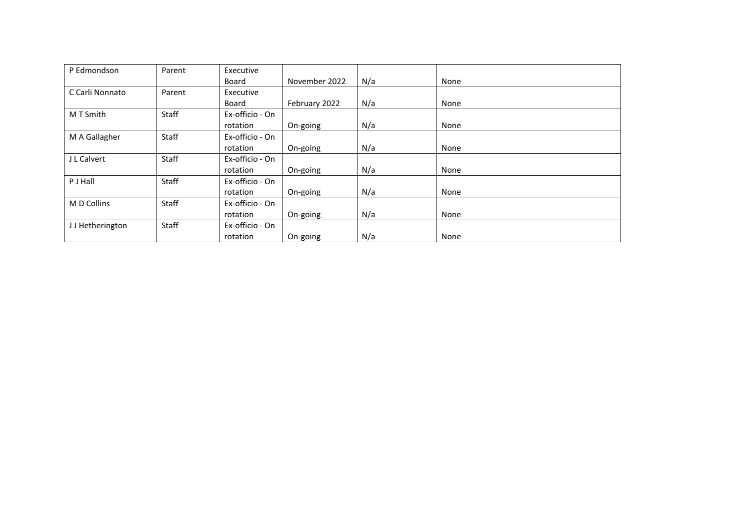| | | | | | |
|---|---|---|---|---|---|
| P Edmondson | Parent | Executive Board | November 2022 | N/a | None |
| C Carli Nonnato | Parent | Executive Board | February 2022 | N/a | None |
| M T Smith | Staff | Ex-officio - On rotation | On-going | N/a | None |
| M A Gallagher | Staff | Ex-officio - On rotation | On-going | N/a | None |
| J L Calvert | Staff | Ex-officio - On rotation | On-going | N/a | None |
| P J Hall | Staff | Ex-officio - On rotation | On-going | N/a | None |
| M D Collins | Staff | Ex-officio - On rotation | On-going | N/a | None |
| J J Hetherington | Staff | Ex-officio - On rotation | On-going | N/a | None |